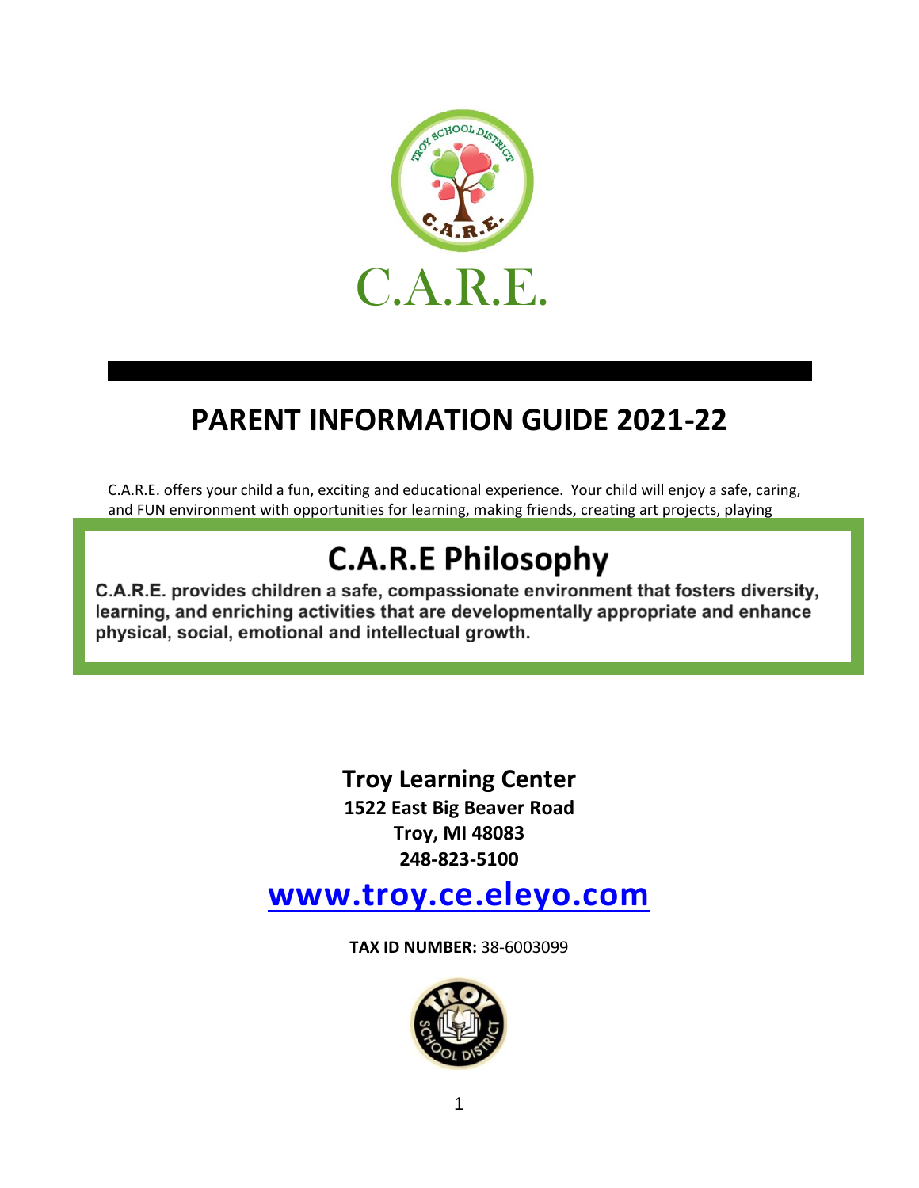# C.A.R.E.

## PARENT INFORMATION GUIDE 2021-22

C.A.R.E. offers your child a fun, exciting and educational experience. Your child will enjoy a safe, caring, and FUN environment with opportunities for learning, making friends, creating art projects, playing

## C.A.R.E Philosophy

**C.A.R.E. provides children a safe, compassionate environment that fosters diversity, learning, and enriching activities that are developmentally appropriate and enhance physical, social, emotional and intellectual growth.**

**Troy Learning Center**
**1522 East Big Beaver Road**
**Troy, MI 48083**
**248-823-5100**

**[www.troy.ce.eleyo.com](www.troy.ce.eleyo.com)**

**TAX ID NUMBER:** 38-6003099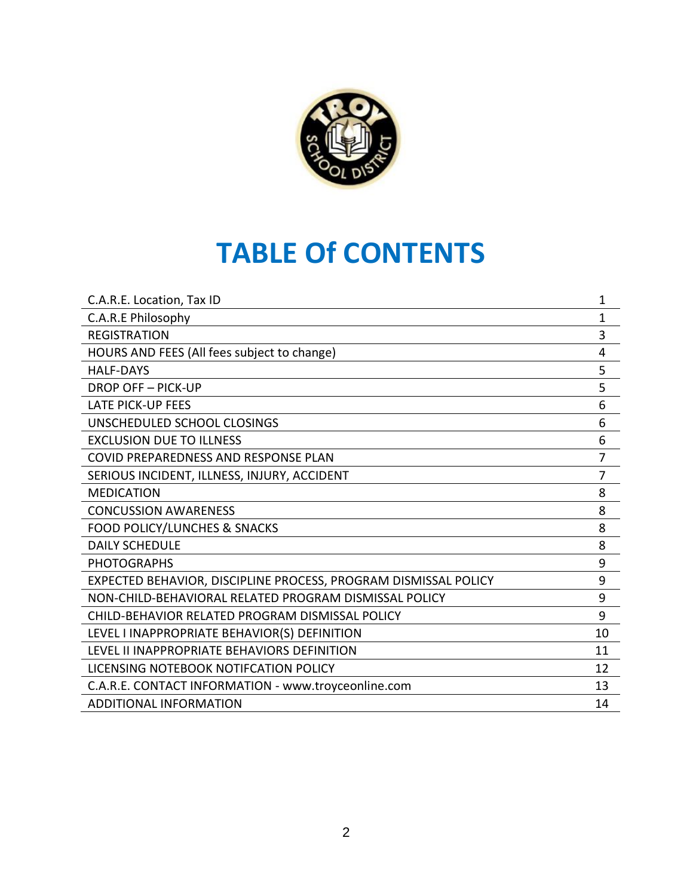# TABLE Of CONTENTS

| | |
|---|---|
| C.A.R.E. Location, Tax ID | 1 |
| C.A.R.E Philosophy | 1 |
| REGISTRATION | 3 |
| HOURS AND FEES (All fees subject to change) | 4 |
| HALF-DAYS | 5 |
| DROP OFF – PICK-UP | 5 |
| LATE PICK-UP FEES | 6 |
| UNSCHEDULED SCHOOL CLOSINGS | 6 |
| EXCLUSION DUE TO ILLNESS | 6 |
| COVID PREPAREDNESS AND RESPONSE PLAN | 7 |
| SERIOUS INCIDENT, ILLNESS, INJURY, ACCIDENT | 7 |
| MEDICATION | 8 |
| CONCUSSION AWARENESS | 8 |
| FOOD POLICY/LUNCHES & SNACKS | 8 |
| DAILY SCHEDULE | 8 |
| PHOTOGRAPHS | 9 |
| EXPECTED BEHAVIOR, DISCIPLINE PROCESS, PROGRAM DISMISSAL POLICY | 9 |
| NON-CHILD-BEHAVIORAL RELATED PROGRAM DISMISSAL POLICY | 9 |
| CHILD-BEHAVIOR RELATED PROGRAM DISMISSAL POLICY | 9 |
| LEVEL I INAPPROPRIATE BEHAVIOR(S) DEFINITION | 10 |
| LEVEL II INAPPROPRIATE BEHAVIORS DEFINITION | 11 |
| LICENSING NOTEBOOK NOTIFCATION POLICY | 12 |
| C.A.R.E. CONTACT INFORMATION - www.troyceonline.com | 13 |
| ADDITIONAL INFORMATION | 14 |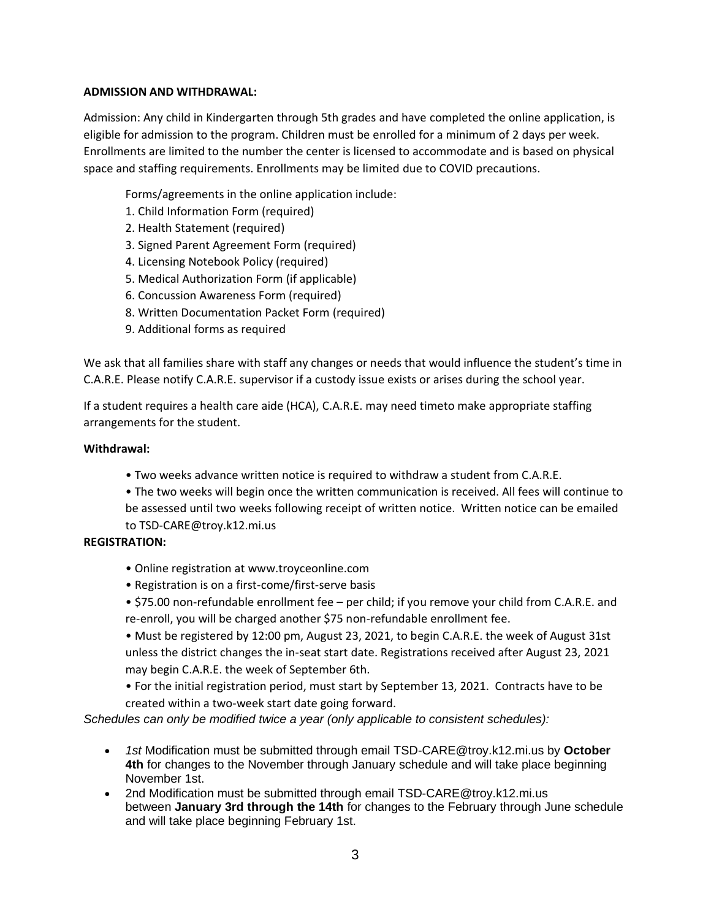**ADMISSION AND WITHDRAWAL:**

Admission: Any child in Kindergarten through 5th grades and have completed the online application, is eligible for admission to the program. Children must be enrolled for a minimum of 2 days per week. Enrollments are limited to the number the center is licensed to accommodate and is based on physical space and staffing requirements. Enrollments may be limited due to COVID precautions.

Forms/agreements in the online application include:

1. Child Information Form (required)
2. Health Statement (required)
3. Signed Parent Agreement Form (required)
4. Licensing Notebook Policy (required)
5. Medical Authorization Form (if applicable)
6. Concussion Awareness Form (required)
8. Written Documentation Packet Form (required)
9. Additional forms as required

We ask that all families share with staff any changes or needs that would influence the student's time in C.A.R.E. Please notify C.A.R.E. supervisor if a custody issue exists or arises during the school year.

If a student requires a health care aide (HCA), C.A.R.E. may need timeto make appropriate staffing arrangements for the student.

**Withdrawal:**

- Two weeks advance written notice is required to withdraw a student from C.A.R.E.
- The two weeks will begin once the written communication is received. All fees will continue to be assessed until two weeks following receipt of written notice. Written notice can be emailed to TSD-CARE@troy.k12.mi.us

**REGISTRATION:**

- Online registration at www.troyceonline.com
- Registration is on a first-come/first-serve basis
- $75.00 non-refundable enrollment fee – per child; if you remove your child from C.A.R.E. and re-enroll, you will be charged another $75 non-refundable enrollment fee.
- Must be registered by 12:00 pm, August 23, 2021, to begin C.A.R.E. the week of August 31st unless the district changes the in-seat start date. Registrations received after August 23, 2021 may begin C.A.R.E. the week of September 6th.
- For the initial registration period, must start by September 13, 2021. Contracts have to be created within a two-week start date going forward.

*Schedules can only be modified twice a year (only applicable to consistent schedules):*

- *1st* Modification must be submitted through email TSD-CARE@troy.k12.mi.us by **October 4th** for changes to the November through January schedule and will take place beginning November 1st.
- 2nd Modification must be submitted through email TSD-CARE@troy.k12.mi.us between **January 3rd through the 14th** for changes to the February through June schedule and will take place beginning February 1st.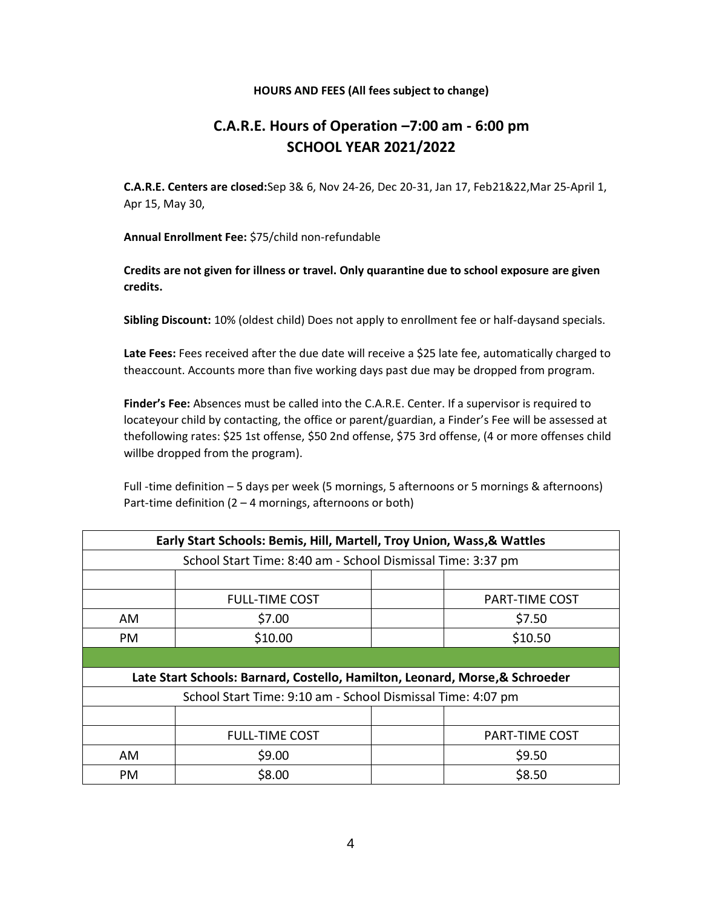**HOURS AND FEES (All fees subject to change)**

## C.A.R.E. Hours of Operation –7:00 am - 6:00 pm
## SCHOOL YEAR 2021/2022

**C.A.R.E. Centers are closed:**Sep 3& 6, Nov 24-26, Dec 20-31, Jan 17, Feb21&22,Mar 25-April 1, Apr 15, May 30,

**Annual Enrollment Fee:** $75/child non-refundable

**Credits are not given for illness or travel. Only quarantine due to school exposure are given credits.**

**Sibling Discount:** 10% (oldest child) Does not apply to enrollment fee or half-daysand specials.

**Late Fees:** Fees received after the due date will receive a $25 late fee, automatically charged to theaccount. Accounts more than five working days past due may be dropped from program.

**Finder's Fee:** Absences must be called into the C.A.R.E. Center. If a supervisor is required to locateyour child by contacting, the office or parent/guardian, a Finder's Fee will be assessed at thefollowing rates: $25 1st offense, $50 2nd offense, $75 3rd offense, (4 or more offenses child willbe dropped from the program).

Full -time definition – 5 days per week (5 mornings, 5 afternoons or 5 mornings & afternoons)
Part-time definition (2 – 4 mornings, afternoons or both)

| **Early Start Schools: Bemis, Hill, Martell, Troy Union, Wass,& Wattles** | | | |
|---|---|---|---|
| School Start Time: 8:40 am - School Dismissal Time: 3:37 pm | | | |
| | | | |
| | FULL-TIME COST | | PART-TIME COST |
| AM | $7.00 | | $7.50 |
| PM | $10.00 | | $10.50 |
| | | | |
| **Late Start Schools: Barnard, Costello, Hamilton, Leonard, Morse,& Schroeder** | | | |
| School Start Time: 9:10 am - School Dismissal Time: 4:07 pm | | | |
| | | | |
| | FULL-TIME COST | | PART-TIME COST |
| AM | $9.00 | | $9.50 |
| PM | $8.00 | | $8.50 |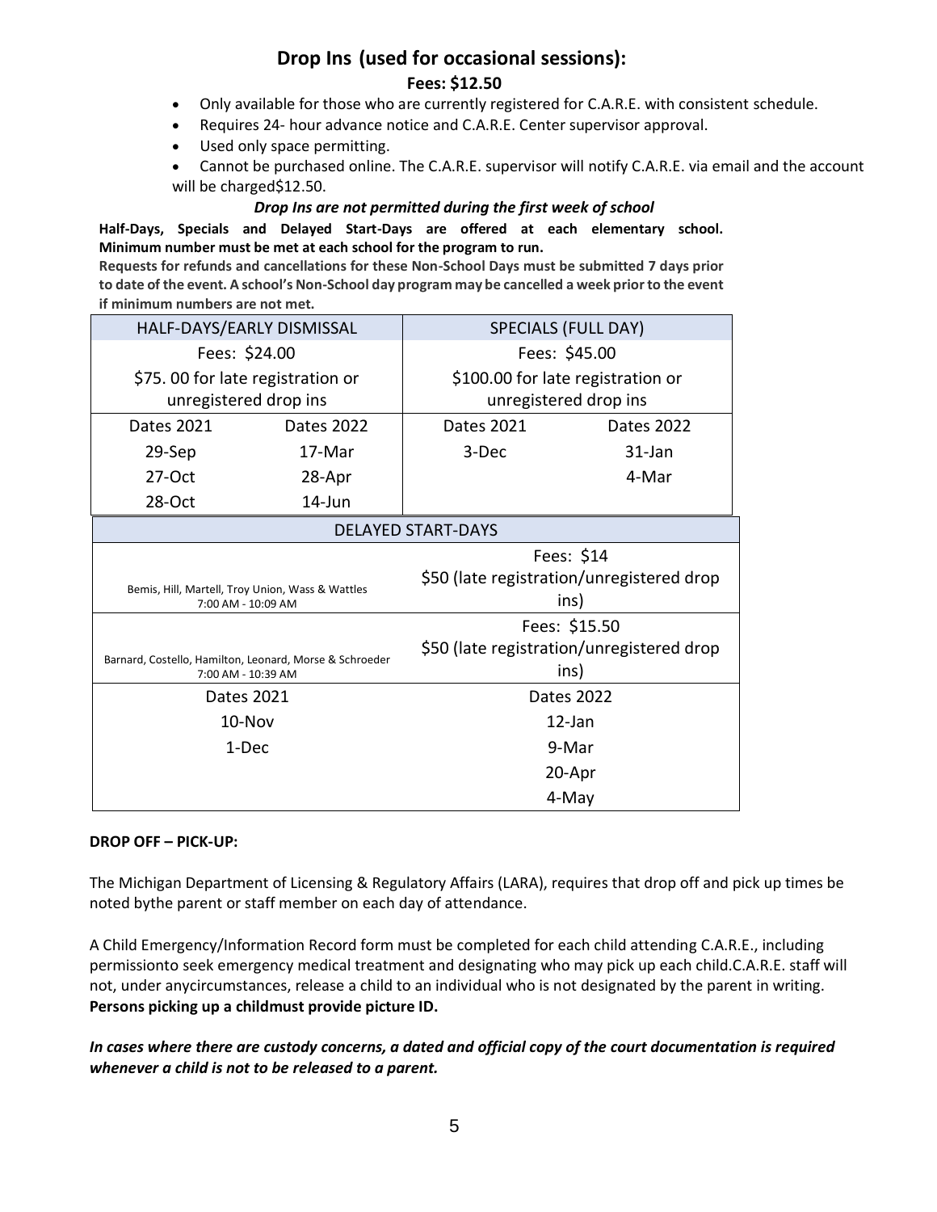## Drop Ins (used for occasional sessions):

**Fees: $12.50**

- Only available for those who are currently registered for C.A.R.E. with consistent schedule.
- Requires 24- hour advance notice and C.A.R.E. Center supervisor approval.
- Used only space permitting.
- Cannot be purchased online. The C.A.R.E. supervisor will notify C.A.R.E. via email and the account will be charged$12.50.

***Drop Ins are not permitted during the first week of school***

**Half-Days, Specials and Delayed Start-Days are offered at each elementary school. Minimum number must be met at each school for the program to run.**

**Requests for refunds and cancellations for these Non-School Days must be submitted 7 days prior to date of the event. A school's Non-School day program may be cancelled a week prior to the event if minimum numbers are not met.**

| HALF-DAYS/EARLY DISMISSAL | | SPECIALS (FULL DAY) | |
|---|---|---|---|
| Fees: $24.00 | | Fees: $45.00 | |
| $75. 00 for late registration or unregistered drop ins | | $100.00 for late registration or unregistered drop ins | |
| Dates 2021 | Dates 2022 | Dates 2021 | Dates 2022 |
| 29-Sep | 17-Mar | 3-Dec | 31-Jan |
| 27-Oct | 28-Apr | | 4-Mar |
| 28-Oct | 14-Jun | | |

| DELAYED START-DAYS | |
|---|---|
| Bemis, Hill, Martell, Troy Union, Wass & Wattles 7:00 AM - 10:09 AM | Fees: $14 $50 (late registration/unregistered drop ins) |
| Barnard, Costello, Hamilton, Leonard, Morse & Schroeder 7:00 AM - 10:39 AM | Fees: $15.50 $50 (late registration/unregistered drop ins) |
| Dates 2021 | Dates 2022 |
| 10-Nov | 12-Jan |
| 1-Dec | 9-Mar |
| | 20-Apr |
| | 4-May |

**DROP OFF – PICK-UP:**

The Michigan Department of Licensing & Regulatory Affairs (LARA), requires that drop off and pick up times be noted bythe parent or staff member on each day of attendance.

A Child Emergency/Information Record form must be completed for each child attending C.A.R.E., including permissionto seek emergency medical treatment and designating who may pick up each child.C.A.R.E. staff will not, under anycircumstances, release a child to an individual who is not designated by the parent in writing. **Persons picking up a childmust provide picture ID.**

***In cases where there are custody concerns, a dated and official copy of the court documentation is required whenever a child is not to be released to a parent.***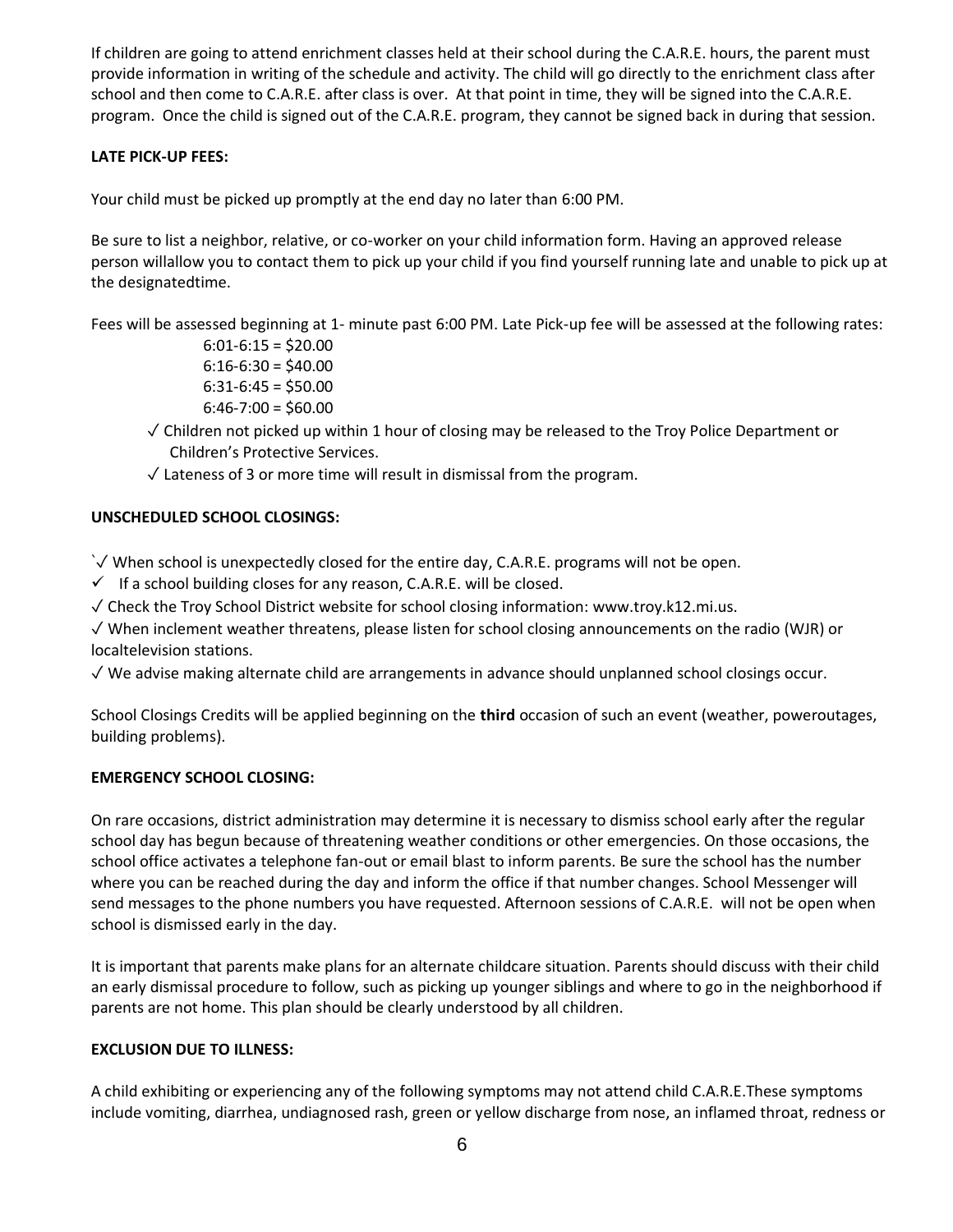If children are going to attend enrichment classes held at their school during the C.A.R.E. hours, the parent must provide information in writing of the schedule and activity. The child will go directly to the enrichment class after school and then come to C.A.R.E. after class is over. At that point in time, they will be signed into the C.A.R.E. program. Once the child is signed out of the C.A.R.E. program, they cannot be signed back in during that session.

**LATE PICK-UP FEES:**

Your child must be picked up promptly at the end day no later than 6:00 PM.

Be sure to list a neighbor, relative, or co-worker on your child information form. Having an approved release person willallow you to contact them to pick up your child if you find yourself running late and unable to pick up at the designatedtime.

Fees will be assessed beginning at 1- minute past 6:00 PM. Late Pick-up fee will be assessed at the following rates:

6:01-6:15 = $20.00
6:16-6:30 = $40.00
6:31-6:45 = $50.00
6:46-7:00 = $60.00

- ✓ Children not picked up within 1 hour of closing may be released to the Troy Police Department or Children's Protective Services.
- ✓ Lateness of 3 or more time will result in dismissal from the program.

**UNSCHEDULED SCHOOL CLOSINGS:**

`✓ When school is unexpectedly closed for the entire day, C.A.R.E. programs will not be open.

✓ If a school building closes for any reason, C.A.R.E. will be closed.

✓ Check the Troy School District website for school closing information: www.troy.k12.mi.us.

✓ When inclement weather threatens, please listen for school closing announcements on the radio (WJR) or localtelevision stations.

✓ We advise making alternate child are arrangements in advance should unplanned school closings occur.

School Closings Credits will be applied beginning on the **third** occasion of such an event (weather, poweroutages, building problems).

**EMERGENCY SCHOOL CLOSING:**

On rare occasions, district administration may determine it is necessary to dismiss school early after the regular school day has begun because of threatening weather conditions or other emergencies. On those occasions, the school office activates a telephone fan-out or email blast to inform parents. Be sure the school has the number where you can be reached during the day and inform the office if that number changes. School Messenger will send messages to the phone numbers you have requested. Afternoon sessions of C.A.R.E. will not be open when school is dismissed early in the day.

It is important that parents make plans for an alternate childcare situation. Parents should discuss with their child an early dismissal procedure to follow, such as picking up younger siblings and where to go in the neighborhood if parents are not home. This plan should be clearly understood by all children.

**EXCLUSION DUE TO ILLNESS:**

A child exhibiting or experiencing any of the following symptoms may not attend child C.A.R.E.These symptoms include vomiting, diarrhea, undiagnosed rash, green or yellow discharge from nose, an inflamed throat, redness or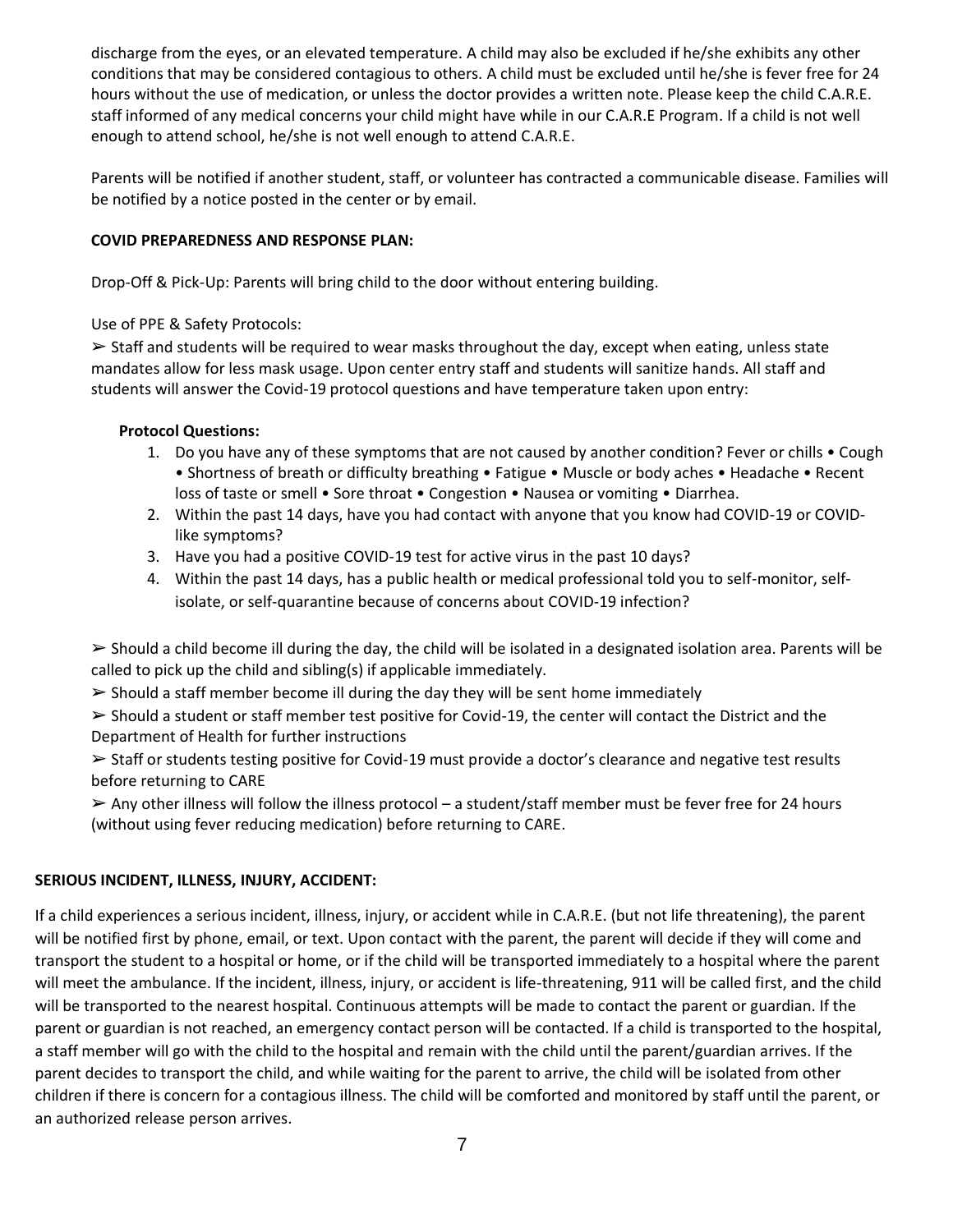discharge from the eyes, or an elevated temperature. A child may also be excluded if he/she exhibits any other conditions that may be considered contagious to others. A child must be excluded until he/she is fever free for 24 hours without the use of medication, or unless the doctor provides a written note. Please keep the child C.A.R.E. staff informed of any medical concerns your child might have while in our C.A.R.E Program. If a child is not well enough to attend school, he/she is not well enough to attend C.A.R.E.

Parents will be notified if another student, staff, or volunteer has contracted a communicable disease. Families will be notified by a notice posted in the center or by email.

**COVID PREPAREDNESS AND RESPONSE PLAN:**

Drop-Off & Pick-Up: Parents will bring child to the door without entering building.

Use of PPE & Safety Protocols:

➢ Staff and students will be required to wear masks throughout the day, except when eating, unless state mandates allow for less mask usage. Upon center entry staff and students will sanitize hands. All staff and students will answer the Covid-19 protocol questions and have temperature taken upon entry:

**Protocol Questions:**

1. Do you have any of these symptoms that are not caused by another condition? Fever or chills • Cough • Shortness of breath or difficulty breathing • Fatigue • Muscle or body aches • Headache • Recent loss of taste or smell • Sore throat • Congestion • Nausea or vomiting • Diarrhea.
2. Within the past 14 days, have you had contact with anyone that you know had COVID-19 or COVID-like symptoms?
3. Have you had a positive COVID-19 test for active virus in the past 10 days?
4. Within the past 14 days, has a public health or medical professional told you to self-monitor, self-isolate, or self-quarantine because of concerns about COVID-19 infection?

➢ Should a child become ill during the day, the child will be isolated in a designated isolation area. Parents will be called to pick up the child and sibling(s) if applicable immediately.

➢ Should a staff member become ill during the day they will be sent home immediately

➢ Should a student or staff member test positive for Covid-19, the center will contact the District and the Department of Health for further instructions

➢ Staff or students testing positive for Covid-19 must provide a doctor's clearance and negative test results before returning to CARE

➢ Any other illness will follow the illness protocol – a student/staff member must be fever free for 24 hours (without using fever reducing medication) before returning to CARE.

**SERIOUS INCIDENT, ILLNESS, INJURY, ACCIDENT:**

If a child experiences a serious incident, illness, injury, or accident while in C.A.R.E. (but not life threatening), the parent will be notified first by phone, email, or text. Upon contact with the parent, the parent will decide if they will come and transport the student to a hospital or home, or if the child will be transported immediately to a hospital where the parent will meet the ambulance. If the incident, illness, injury, or accident is life-threatening, 911 will be called first, and the child will be transported to the nearest hospital. Continuous attempts will be made to contact the parent or guardian. If the parent or guardian is not reached, an emergency contact person will be contacted. If a child is transported to the hospital, a staff member will go with the child to the hospital and remain with the child until the parent/guardian arrives. If the parent decides to transport the child, and while waiting for the parent to arrive, the child will be isolated from other children if there is concern for a contagious illness. The child will be comforted and monitored by staff until the parent, or an authorized release person arrives.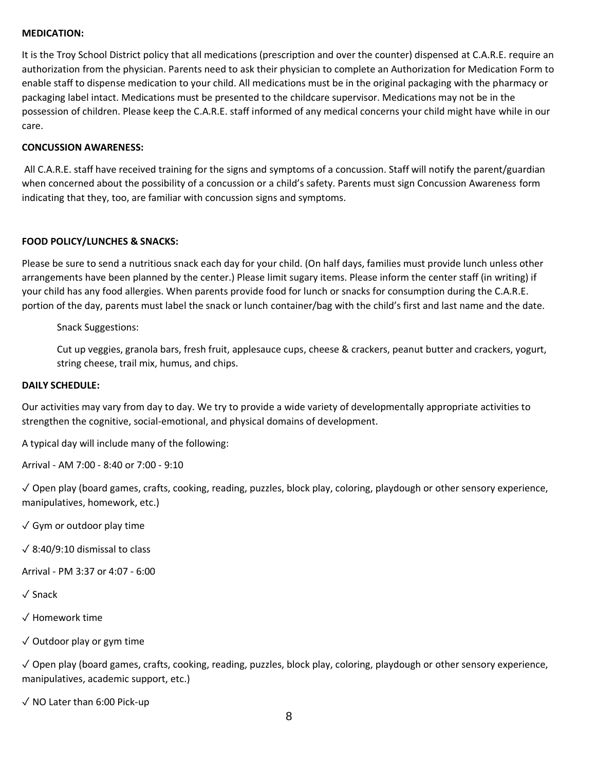**MEDICATION:**

It is the Troy School District policy that all medications (prescription and over the counter) dispensed at C.A.R.E. require an authorization from the physician. Parents need to ask their physician to complete an Authorization for Medication Form to enable staff to dispense medication to your child. All medications must be in the original packaging with the pharmacy or packaging label intact. Medications must be presented to the childcare supervisor. Medications may not be in the possession of children. Please keep the C.A.R.E. staff informed of any medical concerns your child might have while in our care.

**CONCUSSION AWARENESS:**

All C.A.R.E. staff have received training for the signs and symptoms of a concussion. Staff will notify the parent/guardian when concerned about the possibility of a concussion or a child's safety. Parents must sign Concussion Awareness form indicating that they, too, are familiar with concussion signs and symptoms.

**FOOD POLICY/LUNCHES & SNACKS:**

Please be sure to send a nutritious snack each day for your child. (On half days, families must provide lunch unless other arrangements have been planned by the center.) Please limit sugary items. Please inform the center staff (in writing) if your child has any food allergies. When parents provide food for lunch or snacks for consumption during the C.A.R.E. portion of the day, parents must label the snack or lunch container/bag with the child's first and last name and the date.

> Snack Suggestions:
>
> Cut up veggies, granola bars, fresh fruit, applesauce cups, cheese & crackers, peanut butter and crackers, yogurt, string cheese, trail mix, humus, and chips.

**DAILY SCHEDULE:**

Our activities may vary from day to day. We try to provide a wide variety of developmentally appropriate activities to strengthen the cognitive, social-emotional, and physical domains of development.

A typical day will include many of the following:

Arrival - AM 7:00 - 8:40 or 7:00 - 9:10

✓ Open play (board games, crafts, cooking, reading, puzzles, block play, coloring, playdough or other sensory experience, manipulatives, homework, etc.)

✓ Gym or outdoor play time

✓ 8:40/9:10 dismissal to class

Arrival - PM 3:37 or 4:07 - 6:00

✓ Snack

✓ Homework time

✓ Outdoor play or gym time

✓ Open play (board games, crafts, cooking, reading, puzzles, block play, coloring, playdough or other sensory experience, manipulatives, academic support, etc.)

✓ NO Later than 6:00 Pick-up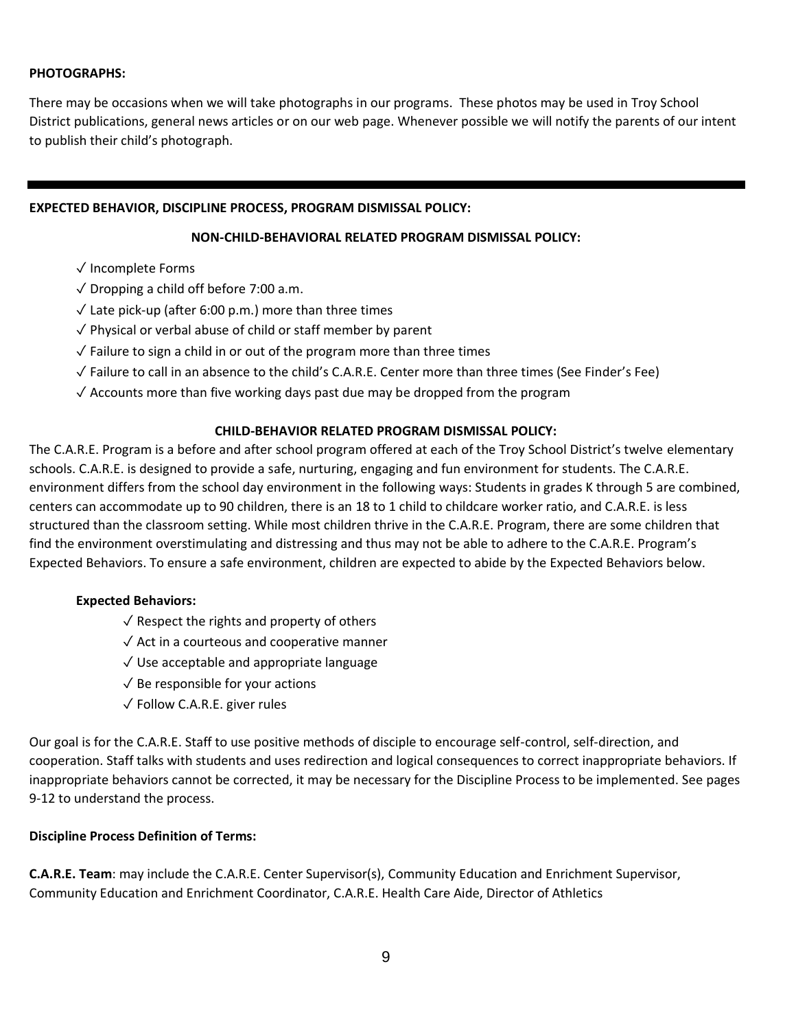**PHOTOGRAPHS:**

There may be occasions when we will take photographs in our programs. These photos may be used in Troy School District publications, general news articles or on our web page. Whenever possible we will notify the parents of our intent to publish their child's photograph.

---

**EXPECTED BEHAVIOR, DISCIPLINE PROCESS, PROGRAM DISMISSAL POLICY:**

**NON-CHILD-BEHAVIORAL RELATED PROGRAM DISMISSAL POLICY:**

- ✓ Incomplete Forms
- ✓ Dropping a child off before 7:00 a.m.
- ✓ Late pick-up (after 6:00 p.m.) more than three times
- ✓ Physical or verbal abuse of child or staff member by parent
- ✓ Failure to sign a child in or out of the program more than three times
- ✓ Failure to call in an absence to the child's C.A.R.E. Center more than three times (See Finder's Fee)
- ✓ Accounts more than five working days past due may be dropped from the program

**CHILD-BEHAVIOR RELATED PROGRAM DISMISSAL POLICY:**

The C.A.R.E. Program is a before and after school program offered at each of the Troy School District's twelve elementary schools. C.A.R.E. is designed to provide a safe, nurturing, engaging and fun environment for students. The C.A.R.E. environment differs from the school day environment in the following ways: Students in grades K through 5 are combined, centers can accommodate up to 90 children, there is an 18 to 1 child to childcare worker ratio, and C.A.R.E. is less structured than the classroom setting. While most children thrive in the C.A.R.E. Program, there are some children that find the environment overstimulating and distressing and thus may not be able to adhere to the C.A.R.E. Program's Expected Behaviors. To ensure a safe environment, children are expected to abide by the Expected Behaviors below.

**Expected Behaviors:**

- ✓ Respect the rights and property of others
- ✓ Act in a courteous and cooperative manner
- ✓ Use acceptable and appropriate language
- ✓ Be responsible for your actions
- ✓ Follow C.A.R.E. giver rules

Our goal is for the C.A.R.E. Staff to use positive methods of disciple to encourage self-control, self-direction, and cooperation. Staff talks with students and uses redirection and logical consequences to correct inappropriate behaviors. If inappropriate behaviors cannot be corrected, it may be necessary for the Discipline Process to be implemented. See pages 9-12 to understand the process.

**Discipline Process Definition of Terms:**

**C.A.R.E. Team**: may include the C.A.R.E. Center Supervisor(s), Community Education and Enrichment Supervisor, Community Education and Enrichment Coordinator, C.A.R.E. Health Care Aide, Director of Athletics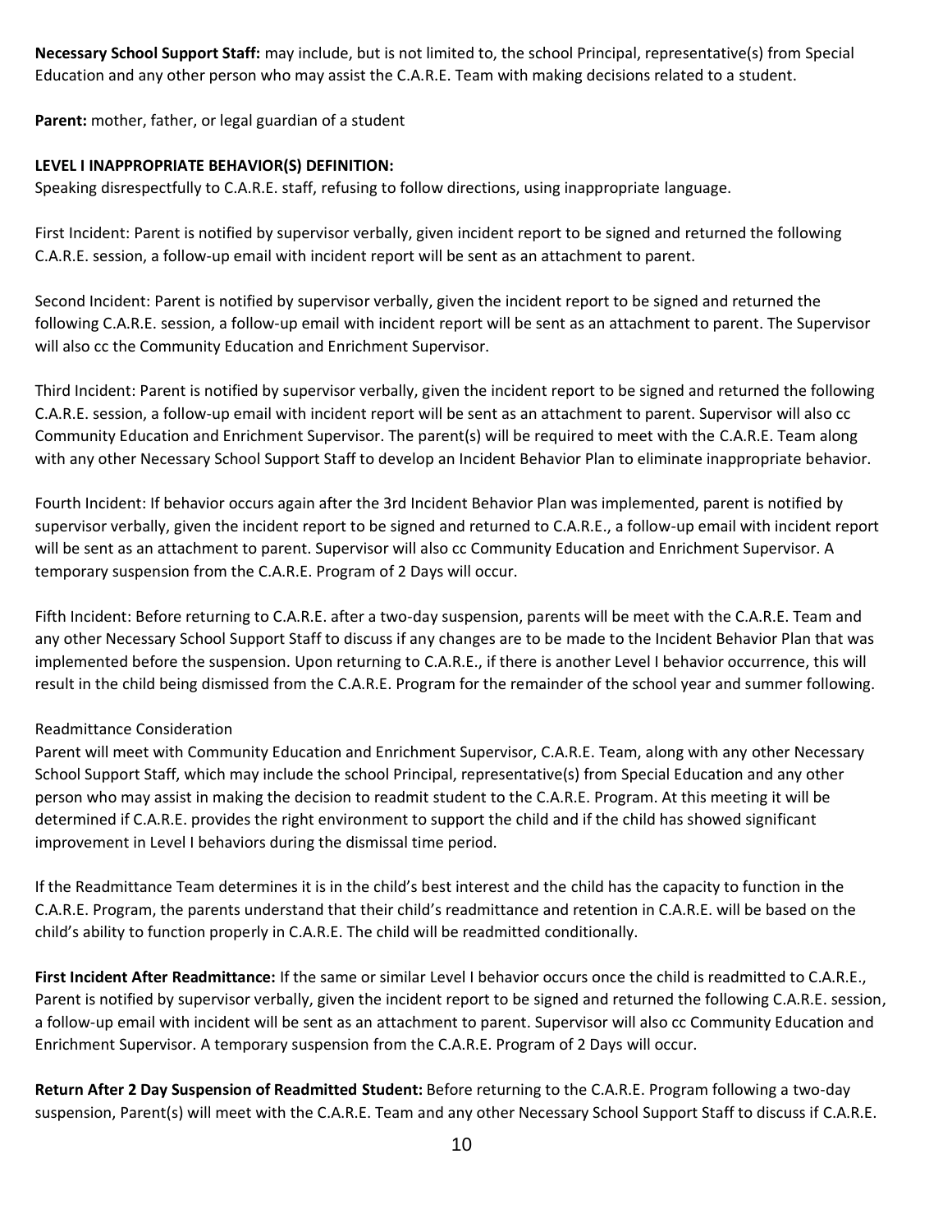**Necessary School Support Staff:** may include, but is not limited to, the school Principal, representative(s) from Special Education and any other person who may assist the C.A.R.E. Team with making decisions related to a student.

**Parent:** mother, father, or legal guardian of a student

**LEVEL I INAPPROPRIATE BEHAVIOR(S) DEFINITION:**

Speaking disrespectfully to C.A.R.E. staff, refusing to follow directions, using inappropriate language.

First Incident: Parent is notified by supervisor verbally, given incident report to be signed and returned the following C.A.R.E. session, a follow-up email with incident report will be sent as an attachment to parent.

Second Incident: Parent is notified by supervisor verbally, given the incident report to be signed and returned the following C.A.R.E. session, a follow-up email with incident report will be sent as an attachment to parent. The Supervisor will also cc the Community Education and Enrichment Supervisor.

Third Incident: Parent is notified by supervisor verbally, given the incident report to be signed and returned the following C.A.R.E. session, a follow-up email with incident report will be sent as an attachment to parent. Supervisor will also cc Community Education and Enrichment Supervisor. The parent(s) will be required to meet with the C.A.R.E. Team along with any other Necessary School Support Staff to develop an Incident Behavior Plan to eliminate inappropriate behavior.

Fourth Incident: If behavior occurs again after the 3rd Incident Behavior Plan was implemented, parent is notified by supervisor verbally, given the incident report to be signed and returned to C.A.R.E., a follow-up email with incident report will be sent as an attachment to parent. Supervisor will also cc Community Education and Enrichment Supervisor. A temporary suspension from the C.A.R.E. Program of 2 Days will occur.

Fifth Incident: Before returning to C.A.R.E. after a two-day suspension, parents will be meet with the C.A.R.E. Team and any other Necessary School Support Staff to discuss if any changes are to be made to the Incident Behavior Plan that was implemented before the suspension. Upon returning to C.A.R.E., if there is another Level I behavior occurrence, this will result in the child being dismissed from the C.A.R.E. Program for the remainder of the school year and summer following.

Readmittance Consideration

Parent will meet with Community Education and Enrichment Supervisor, C.A.R.E. Team, along with any other Necessary School Support Staff, which may include the school Principal, representative(s) from Special Education and any other person who may assist in making the decision to readmit student to the C.A.R.E. Program. At this meeting it will be determined if C.A.R.E. provides the right environment to support the child and if the child has showed significant improvement in Level I behaviors during the dismissal time period.

If the Readmittance Team determines it is in the child's best interest and the child has the capacity to function in the C.A.R.E. Program, the parents understand that their child's readmittance and retention in C.A.R.E. will be based on the child's ability to function properly in C.A.R.E. The child will be readmitted conditionally.

**First Incident After Readmittance:** If the same or similar Level I behavior occurs once the child is readmitted to C.A.R.E., Parent is notified by supervisor verbally, given the incident report to be signed and returned the following C.A.R.E. session, a follow-up email with incident will be sent as an attachment to parent. Supervisor will also cc Community Education and Enrichment Supervisor. A temporary suspension from the C.A.R.E. Program of 2 Days will occur.

**Return After 2 Day Suspension of Readmitted Student:** Before returning to the C.A.R.E. Program following a two-day suspension, Parent(s) will meet with the C.A.R.E. Team and any other Necessary School Support Staff to discuss if C.A.R.E.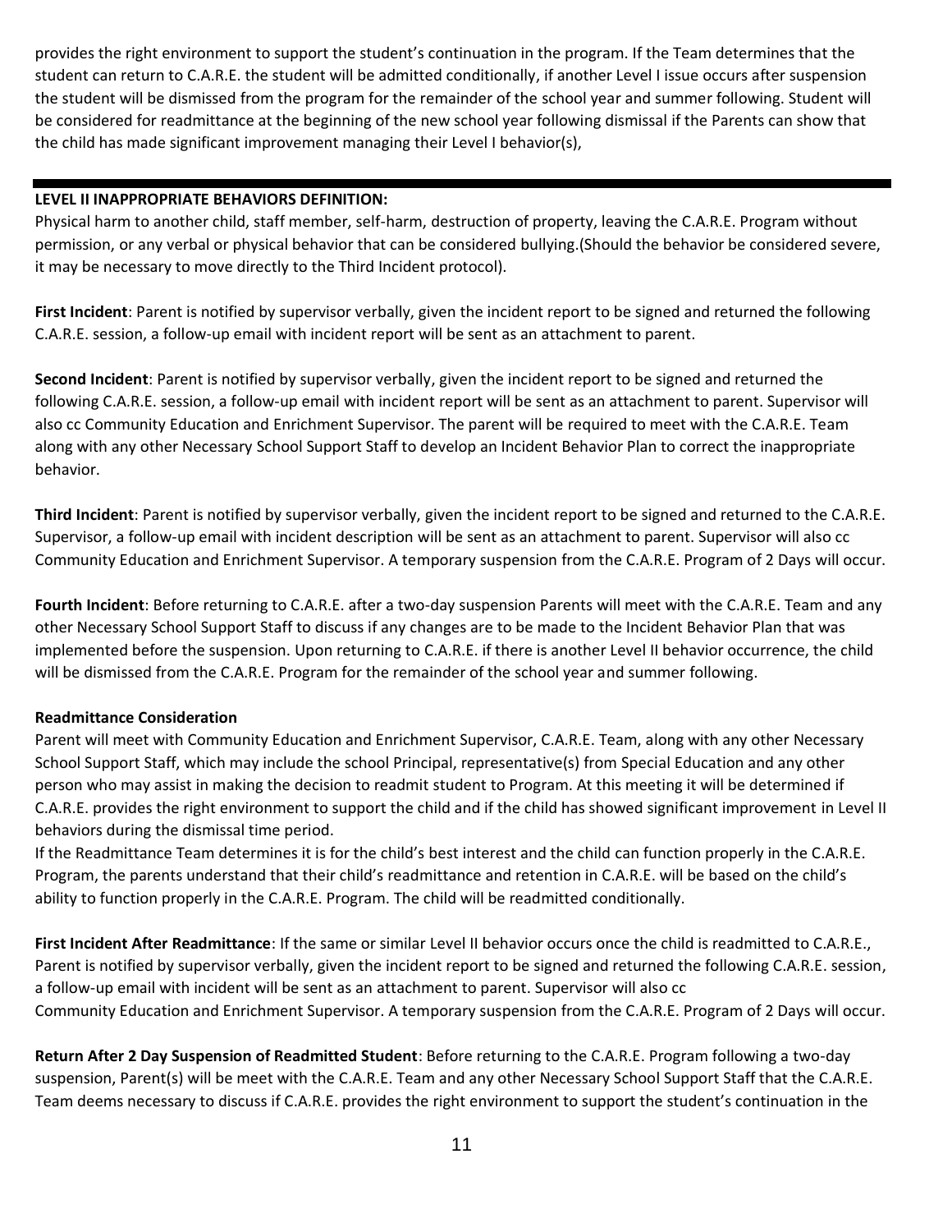provides the right environment to support the student's continuation in the program. If the Team determines that the student can return to C.A.R.E. the student will be admitted conditionally, if another Level I issue occurs after suspension the student will be dismissed from the program for the remainder of the school year and summer following. Student will be considered for readmittance at the beginning of the new school year following dismissal if the Parents can show that the child has made significant improvement managing their Level I behavior(s),

---

**LEVEL II INAPPROPRIATE BEHAVIORS DEFINITION:**

Physical harm to another child, staff member, self-harm, destruction of property, leaving the C.A.R.E. Program without permission, or any verbal or physical behavior that can be considered bullying.(Should the behavior be considered severe, it may be necessary to move directly to the Third Incident protocol).

**First Incident**: Parent is notified by supervisor verbally, given the incident report to be signed and returned the following C.A.R.E. session, a follow-up email with incident report will be sent as an attachment to parent.

**Second Incident**: Parent is notified by supervisor verbally, given the incident report to be signed and returned the following C.A.R.E. session, a follow-up email with incident report will be sent as an attachment to parent. Supervisor will also cc Community Education and Enrichment Supervisor. The parent will be required to meet with the C.A.R.E. Team along with any other Necessary School Support Staff to develop an Incident Behavior Plan to correct the inappropriate behavior.

**Third Incident**: Parent is notified by supervisor verbally, given the incident report to be signed and returned to the C.A.R.E. Supervisor, a follow-up email with incident description will be sent as an attachment to parent. Supervisor will also cc Community Education and Enrichment Supervisor. A temporary suspension from the C.A.R.E. Program of 2 Days will occur.

**Fourth Incident**: Before returning to C.A.R.E. after a two-day suspension Parents will meet with the C.A.R.E. Team and any other Necessary School Support Staff to discuss if any changes are to be made to the Incident Behavior Plan that was implemented before the suspension. Upon returning to C.A.R.E. if there is another Level II behavior occurrence, the child will be dismissed from the C.A.R.E. Program for the remainder of the school year and summer following.

**Readmittance Consideration**

Parent will meet with Community Education and Enrichment Supervisor, C.A.R.E. Team, along with any other Necessary School Support Staff, which may include the school Principal, representative(s) from Special Education and any other person who may assist in making the decision to readmit student to Program. At this meeting it will be determined if C.A.R.E. provides the right environment to support the child and if the child has showed significant improvement in Level II behaviors during the dismissal time period.

If the Readmittance Team determines it is for the child's best interest and the child can function properly in the C.A.R.E. Program, the parents understand that their child's readmittance and retention in C.A.R.E. will be based on the child's ability to function properly in the C.A.R.E. Program. The child will be readmitted conditionally.

**First Incident After Readmittance**: If the same or similar Level II behavior occurs once the child is readmitted to C.A.R.E., Parent is notified by supervisor verbally, given the incident report to be signed and returned the following C.A.R.E. session, a follow-up email with incident will be sent as an attachment to parent. Supervisor will also cc Community Education and Enrichment Supervisor. A temporary suspension from the C.A.R.E. Program of 2 Days will occur.

**Return After 2 Day Suspension of Readmitted Student**: Before returning to the C.A.R.E. Program following a two-day suspension, Parent(s) will be meet with the C.A.R.E. Team and any other Necessary School Support Staff that the C.A.R.E. Team deems necessary to discuss if C.A.R.E. provides the right environment to support the student's continuation in the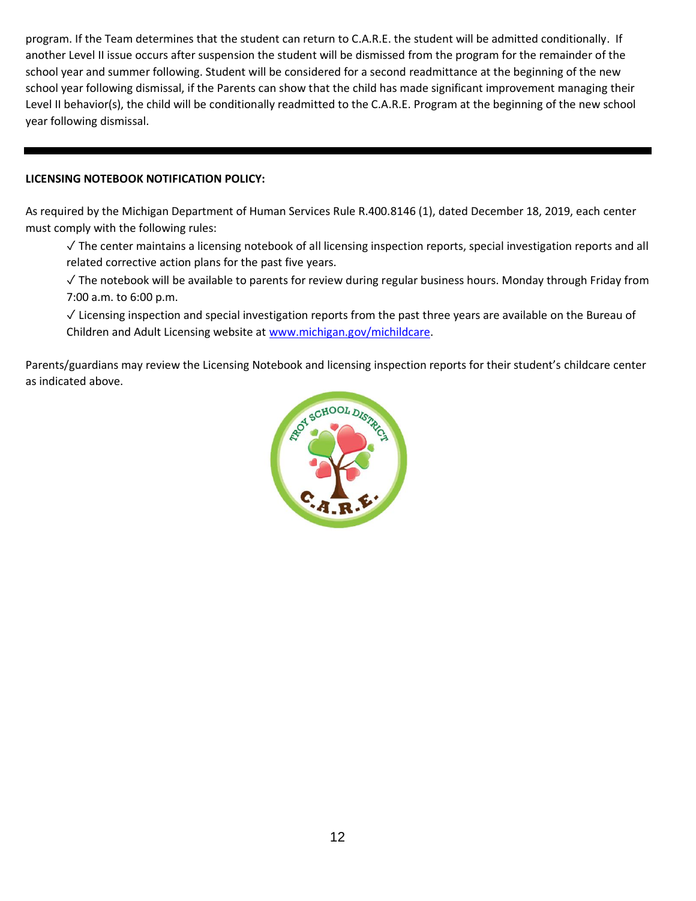program. If the Team determines that the student can return to C.A.R.E. the student will be admitted conditionally. If another Level II issue occurs after suspension the student will be dismissed from the program for the remainder of the school year and summer following. Student will be considered for a second readmittance at the beginning of the new school year following dismissal, if the Parents can show that the child has made significant improvement managing their Level II behavior(s), the child will be conditionally readmitted to the C.A.R.E. Program at the beginning of the new school year following dismissal.

---

**LICENSING NOTEBOOK NOTIFICATION POLICY:**

As required by the Michigan Department of Human Services Rule R.400.8146 (1), dated December 18, 2019, each center must comply with the following rules:

- ✓ The center maintains a licensing notebook of all licensing inspection reports, special investigation reports and all related corrective action plans for the past five years.
- ✓ The notebook will be available to parents for review during regular business hours. Monday through Friday from 7:00 a.m. to 6:00 p.m.
- ✓ Licensing inspection and special investigation reports from the past three years are available on the Bureau of Children and Adult Licensing website at www.michigan.gov/michildcare.

Parents/guardians may review the Licensing Notebook and licensing inspection reports for their student's childcare center as indicated above.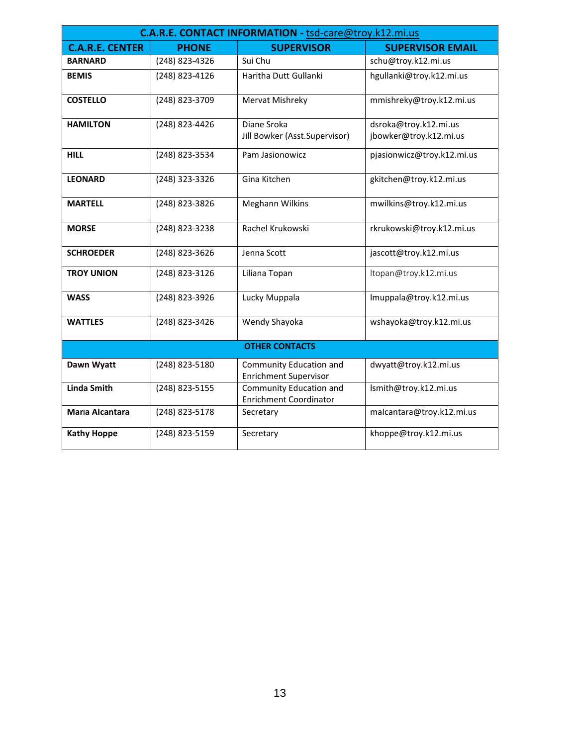| C.A.R.E. CONTACT INFORMATION - tsd-care@troy.k12.mi.us | | | |
|---|---|---|---|
| **C.A.R.E. CENTER** | **PHONE** | **SUPERVISOR** | **SUPERVISOR EMAIL** |
| **BARNARD** | (248) 823-4326 | Sui Chu | schu@troy.k12.mi.us |
| **BEMIS** | (248) 823-4126 | Haritha Dutt Gullanki | hgullanki@troy.k12.mi.us |
| **COSTELLO** | (248) 823-3709 | Mervat Mishreky | mmishreky@troy.k12.mi.us |
| **HAMILTON** | (248) 823-4426 | Diane Sroka<br>Jill Bowker (Asst.Supervisor) | dsroka@troy.k12.mi.us<br>jbowker@troy.k12.mi.us |
| **HILL** | (248) 823-3534 | Pam Jasionowicz | pjasionwicz@troy.k12.mi.us |
| **LEONARD** | (248) 323-3326 | Gina Kitchen | gkitchen@troy.k12.mi.us |
| **MARTELL** | (248) 823-3826 | Meghann Wilkins | mwilkins@troy.k12.mi.us |
| **MORSE** | (248) 823-3238 | Rachel Krukowski | rkrukowski@troy.k12.mi.us |
| **SCHROEDER** | (248) 823-3626 | Jenna Scott | jascott@troy.k12.mi.us |
| **TROY UNION** | (248) 823-3126 | Liliana Topan | ltopan@troy.k12.mi.us |
| **WASS** | (248) 823-3926 | Lucky Muppala | lmuppala@troy.k12.mi.us |
| **WATTLES** | (248) 823-3426 | Wendy Shayoka | wshayoka@troy.k12.mi.us |
| **OTHER CONTACTS** | | | |
| **Dawn Wyatt** | (248) 823-5180 | Community Education and Enrichment Supervisor | dwyatt@troy.k12.mi.us |
| **Linda Smith** | (248) 823-5155 | Community Education and Enrichment Coordinator | lsmith@troy.k12.mi.us |
| **Maria Alcantara** | (248) 823-5178 | Secretary | malcantara@troy.k12.mi.us |
| **Kathy Hoppe** | (248) 823-5159 | Secretary | khoppe@troy.k12.mi.us |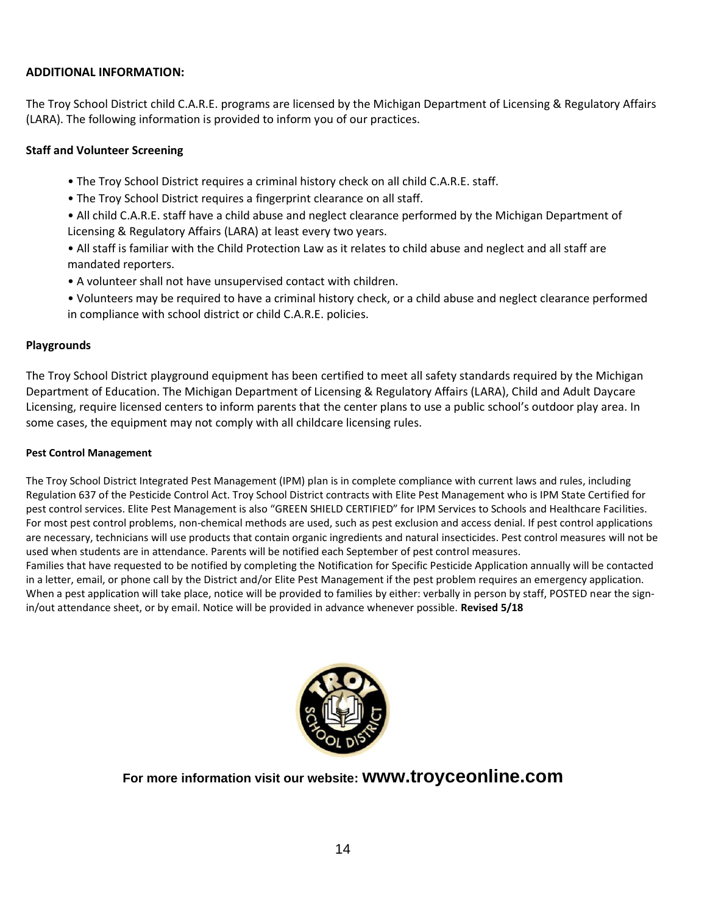**ADDITIONAL INFORMATION:**

The Troy School District child C.A.R.E. programs are licensed by the Michigan Department of Licensing & Regulatory Affairs (LARA). The following information is provided to inform you of our practices.

**Staff and Volunteer Screening**

- The Troy School District requires a criminal history check on all child C.A.R.E. staff.
- The Troy School District requires a fingerprint clearance on all staff.
- All child C.A.R.E. staff have a child abuse and neglect clearance performed by the Michigan Department of Licensing & Regulatory Affairs (LARA) at least every two years.
- All staff is familiar with the Child Protection Law as it relates to child abuse and neglect and all staff are mandated reporters.
- A volunteer shall not have unsupervised contact with children.
- Volunteers may be required to have a criminal history check, or a child abuse and neglect clearance performed in compliance with school district or child C.A.R.E. policies.

**Playgrounds**

The Troy School District playground equipment has been certified to meet all safety standards required by the Michigan Department of Education. The Michigan Department of Licensing & Regulatory Affairs (LARA), Child and Adult Daycare Licensing, require licensed centers to inform parents that the center plans to use a public school's outdoor play area. In some cases, the equipment may not comply with all childcare licensing rules.

**Pest Control Management**

The Troy School District Integrated Pest Management (IPM) plan is in complete compliance with current laws and rules, including Regulation 637 of the Pesticide Control Act. Troy School District contracts with Elite Pest Management who is IPM State Certified for pest control services. Elite Pest Management is also "GREEN SHIELD CERTIFIED" for IPM Services to Schools and Healthcare Facilities. For most pest control problems, non-chemical methods are used, such as pest exclusion and access denial. If pest control applications are necessary, technicians will use products that contain organic ingredients and natural insecticides. Pest control measures will not be used when students are in attendance. Parents will be notified each September of pest control measures.
Families that have requested to be notified by completing the Notification for Specific Pesticide Application annually will be contacted in a letter, email, or phone call by the District and/or Elite Pest Management if the pest problem requires an emergency application. When a pest application will take place, notice will be provided to families by either: verbally in person by staff, POSTED near the sign-in/out attendance sheet, or by email. Notice will be provided in advance whenever possible. **Revised 5/18**

TROY SCHOOL DISTRICT

**For more information visit our website: www.troyceonline.com**